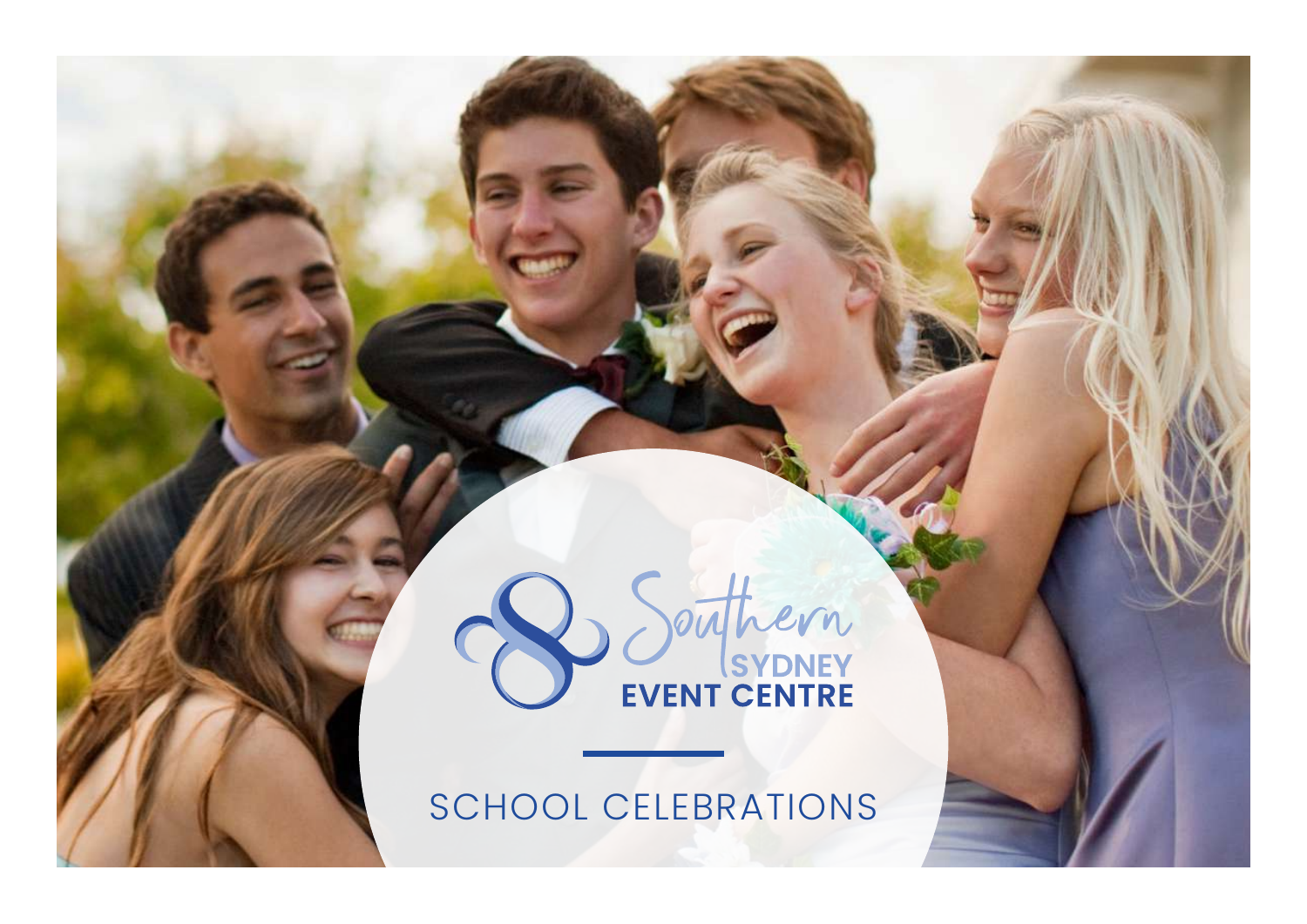Southern SYDNEY EVENT CENTRE

# SCHOOL CELEBRATIONS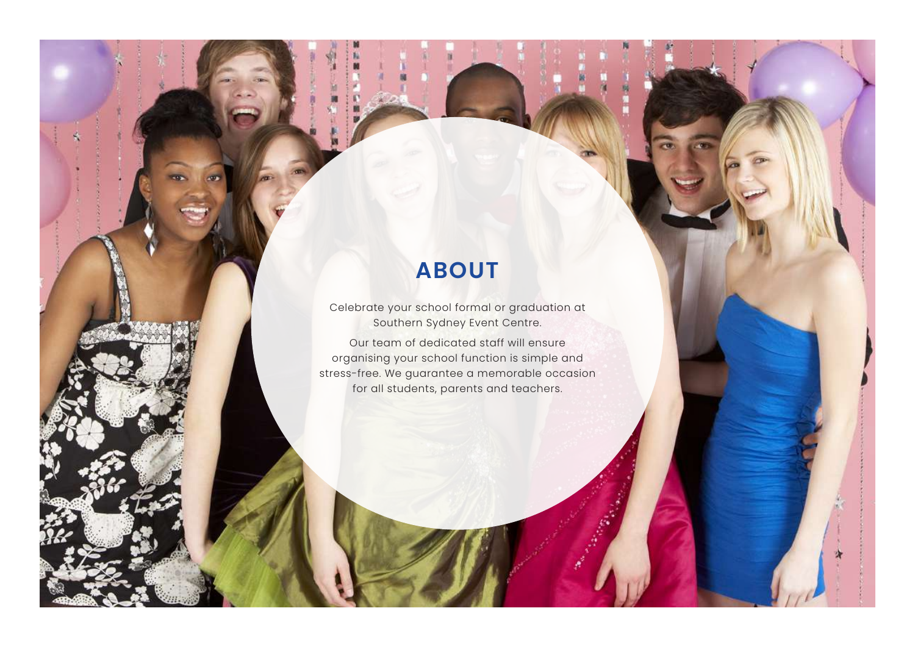# ABOUT

Celebrate your school formal or graduation at Southern Sydney Event Centre.

Our team of dedicated staff will ensure organising your school function is simple and stress-free. We guarantee a memorable occasion for all students, parents and teachers.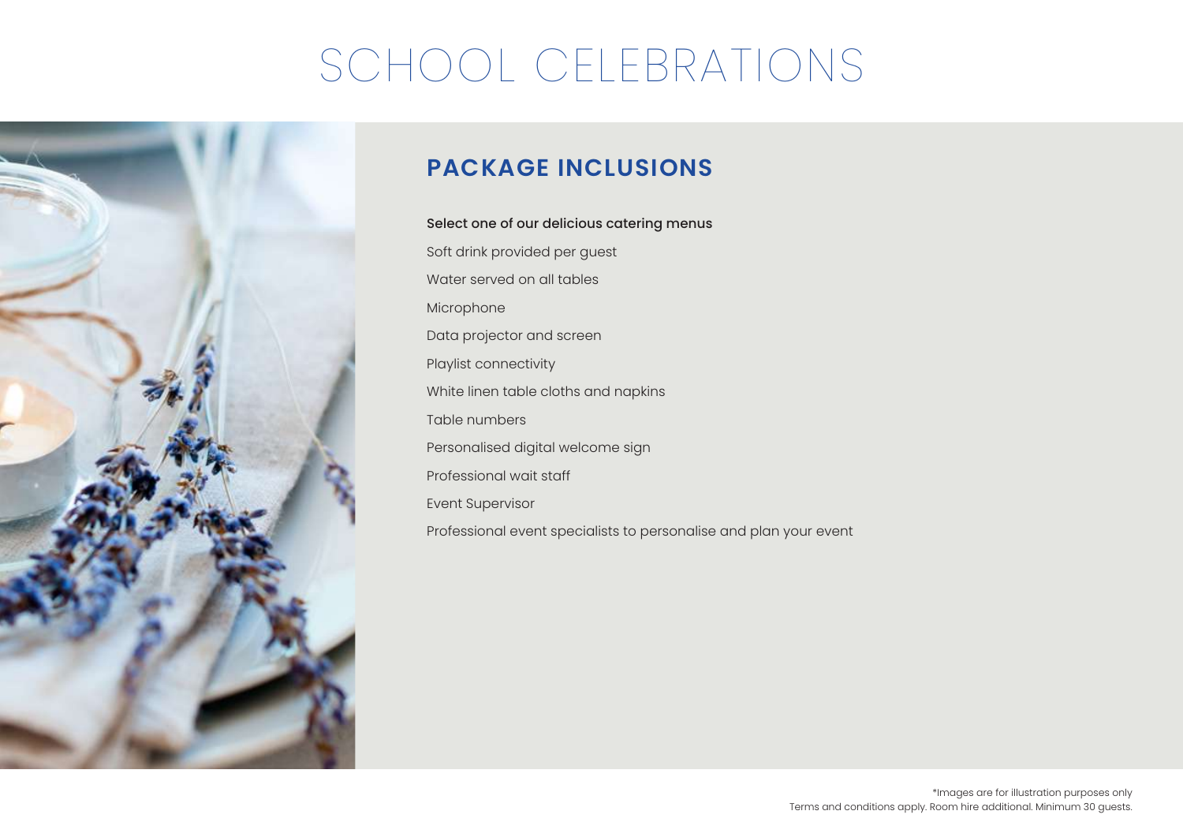# SCHOOL CELEBRATIONS

## PACKAGE INCLUSIONS

Select one of our delicious catering menus

Soft drink provided per guest

Water served on all tables

Microphone

Data projector and screen

Playlist connectivity

White linen table cloths and napkins

Table numbers

Personalised digital welcome sign

Professional wait staff

Event Supervisor

Professional event specialists to personalise and plan your event

*Images are for illustration purposes only

Terms and conditions apply. Room hire additional. Minimum 30 guests.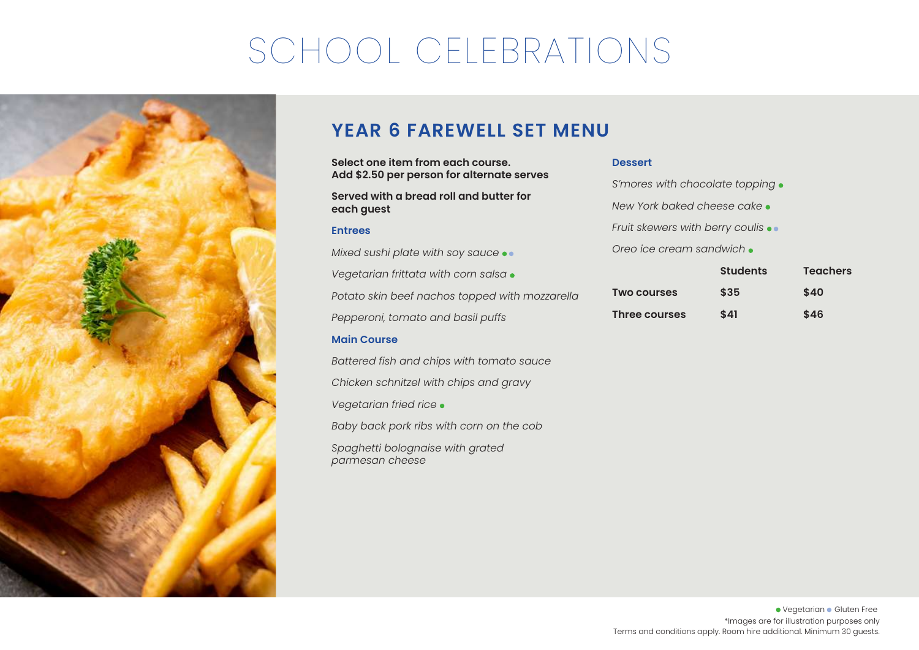# SCHOOL CELEBRATIONS

## YEAR 6 FAREWELL SET MENU

**Select one item from each course.**
**Add $2.50 per person for alternate serves**

**Served with a bread roll and butter for each guest**

### Entrees

*Mixed sushi plate with soy sauce* ● ●

*Vegetarian frittata with corn salsa* ●

*Potato skin beef nachos topped with mozzarella*

*Pepperoni, tomato and basil puffs*

### Main Course

*Battered fish and chips with tomato sauce*

*Chicken schnitzel with chips and gravy*

*Vegetarian fried rice* ●

*Baby back pork ribs with corn on the cob*

*Spaghetti bolognaise with grated parmesan cheese*

### Dessert

*S'mores with chocolate topping* ●

*New York baked cheese cake* ●

*Fruit skewers with berry coulis* ● ●

*Oreo ice cream sandwich* ●

| | Students | Teachers |
|---|---|---|
| **Two courses** | $35 | $40 |
| **Three courses** | $41 | $46 |

● Vegetarian ● Gluten Free

*Images are for illustration purposes only

Terms and conditions apply. Room hire additional. Minimum 30 guests.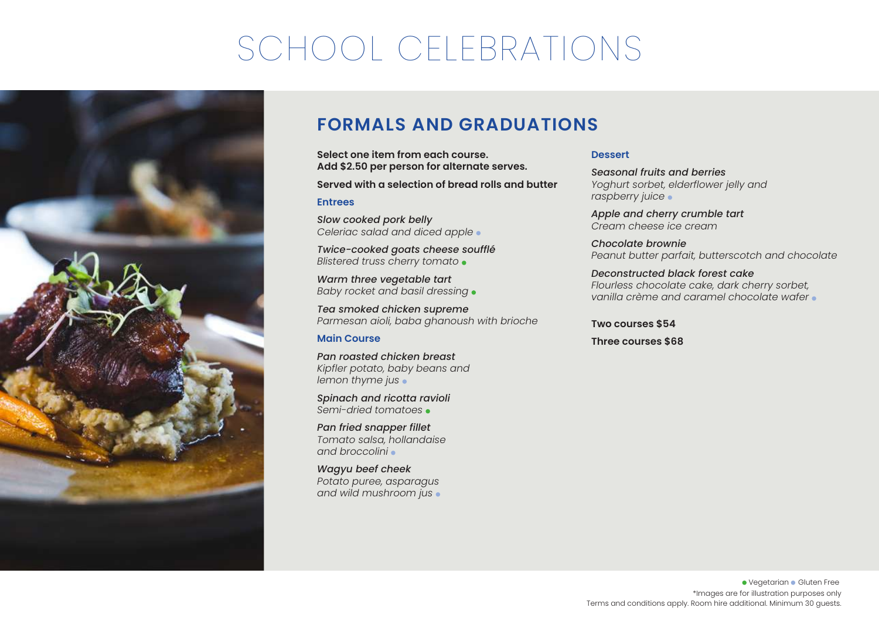# SCHOOL CELEBRATIONS

## FORMALS AND GRADUATIONS

**Select one item from each course.**
**Add $2.50 per person for alternate serves.**

**Served with a selection of bread rolls and butter**

### Entrees

***Slow cooked pork belly***
*Celeriac salad and diced apple* ● (Gluten Free)

***Twice-cooked goats cheese soufflé***
*Blistered truss cherry tomato* ● (Vegetarian)

***Warm three vegetable tart***
*Baby rocket and basil dressing* ● (Vegetarian)

***Tea smoked chicken supreme***
*Parmesan aioli, baba ghanoush with brioche*

### Main Course

***Pan roasted chicken breast***
*Kipfler potato, baby beans and lemon thyme jus* ● (Gluten Free)

***Spinach and ricotta ravioli***
*Semi-dried tomatoes* ● (Vegetarian)

***Pan fried snapper fillet***
*Tomato salsa, hollandaise and broccolini* ● (Gluten Free)

***Wagyu beef cheek***
*Potato puree, asparagus and wild mushroom jus* ● (Gluten Free)

### Dessert

***Seasonal fruits and berries***
*Yoghurt sorbet, elderflower jelly and raspberry juice* ● (Gluten Free)

***Apple and cherry crumble tart***
*Cream cheese ice cream*

***Chocolate brownie***
*Peanut butter parfait, butterscotch and chocolate*

***Deconstructed black forest cake***
*Flourless chocolate cake, dark cherry sorbet, vanilla crème and caramel chocolate wafer* ● (Gluten Free)

**Two courses $54**

**Three courses $68**

● Vegetarian ● Gluten Free

*Images are for illustration purposes only

Terms and conditions apply. Room hire additional. Minimum 30 guests.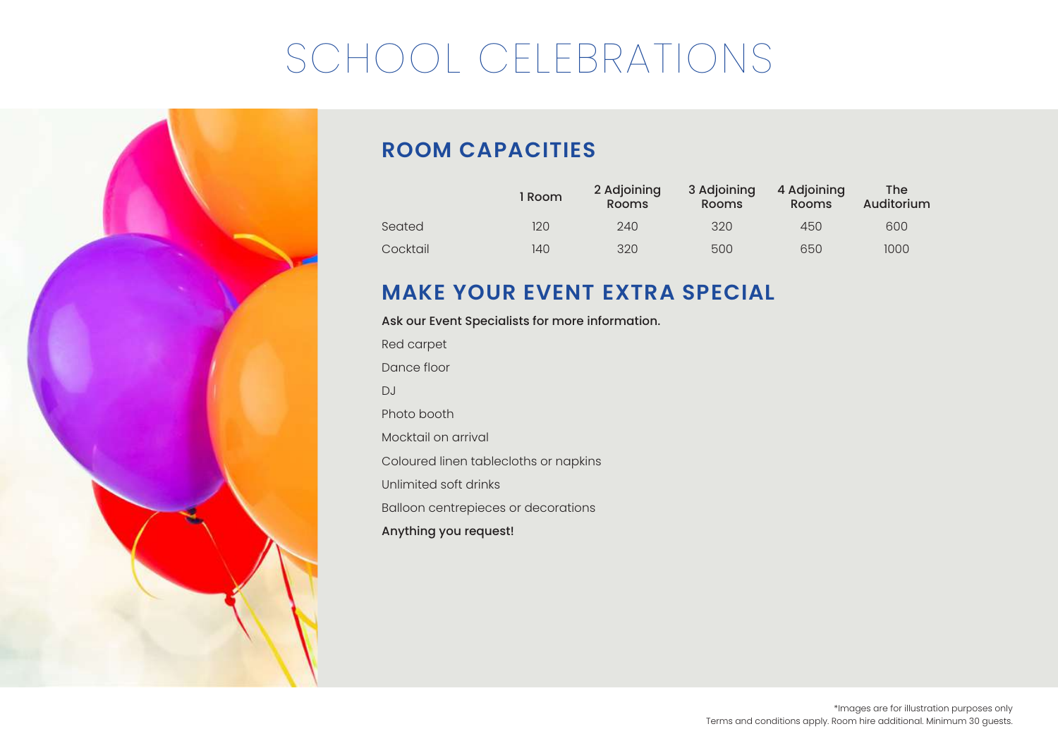# SCHOOL CELEBRATIONS

## ROOM CAPACITIES

| | 1 Room | 2 Adjoining Rooms | 3 Adjoining Rooms | 4 Adjoining Rooms | The Auditorium |
|---|---|---|---|---|---|
| Seated | 120 | 240 | 320 | 450 | 600 |
| Cocktail | 140 | 320 | 500 | 650 | 1000 |

## MAKE YOUR EVENT EXTRA SPECIAL

**Ask our Event Specialists for more information.**

Red carpet

Dance floor

DJ

Photo booth

Mocktail on arrival

Coloured linen tablecloths or napkins

Unlimited soft drinks

Balloon centrepieces or decorations

**Anything you request!**

*Images are for illustration purposes only
Terms and conditions apply. Room hire additional. Minimum 30 guests.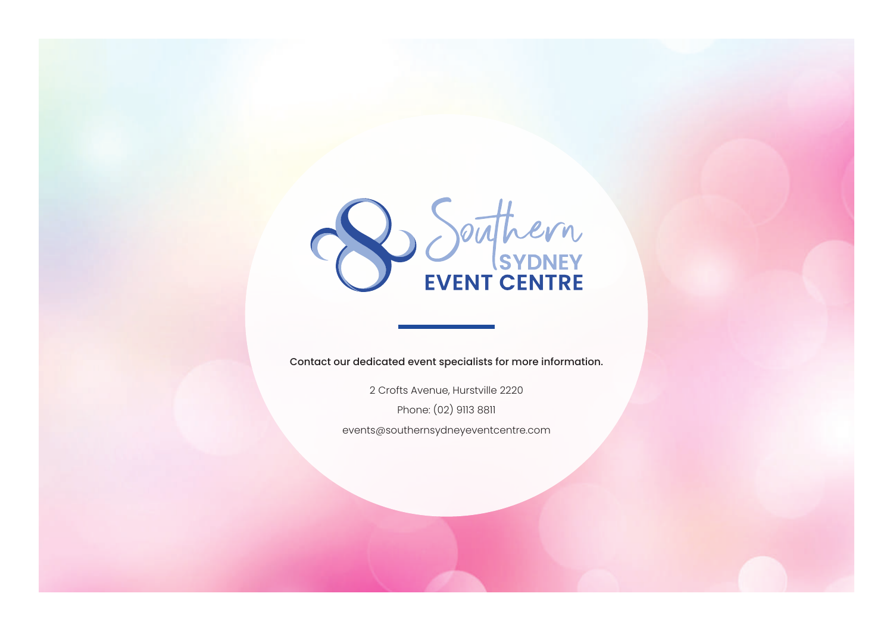Southern SYDNEY EVENT CENTRE

**Contact our dedicated event specialists for more information.**

2 Crofts Avenue, Hurstville 2220

Phone: (02) 9113 8811

events@southernsydneyeventcentre.com